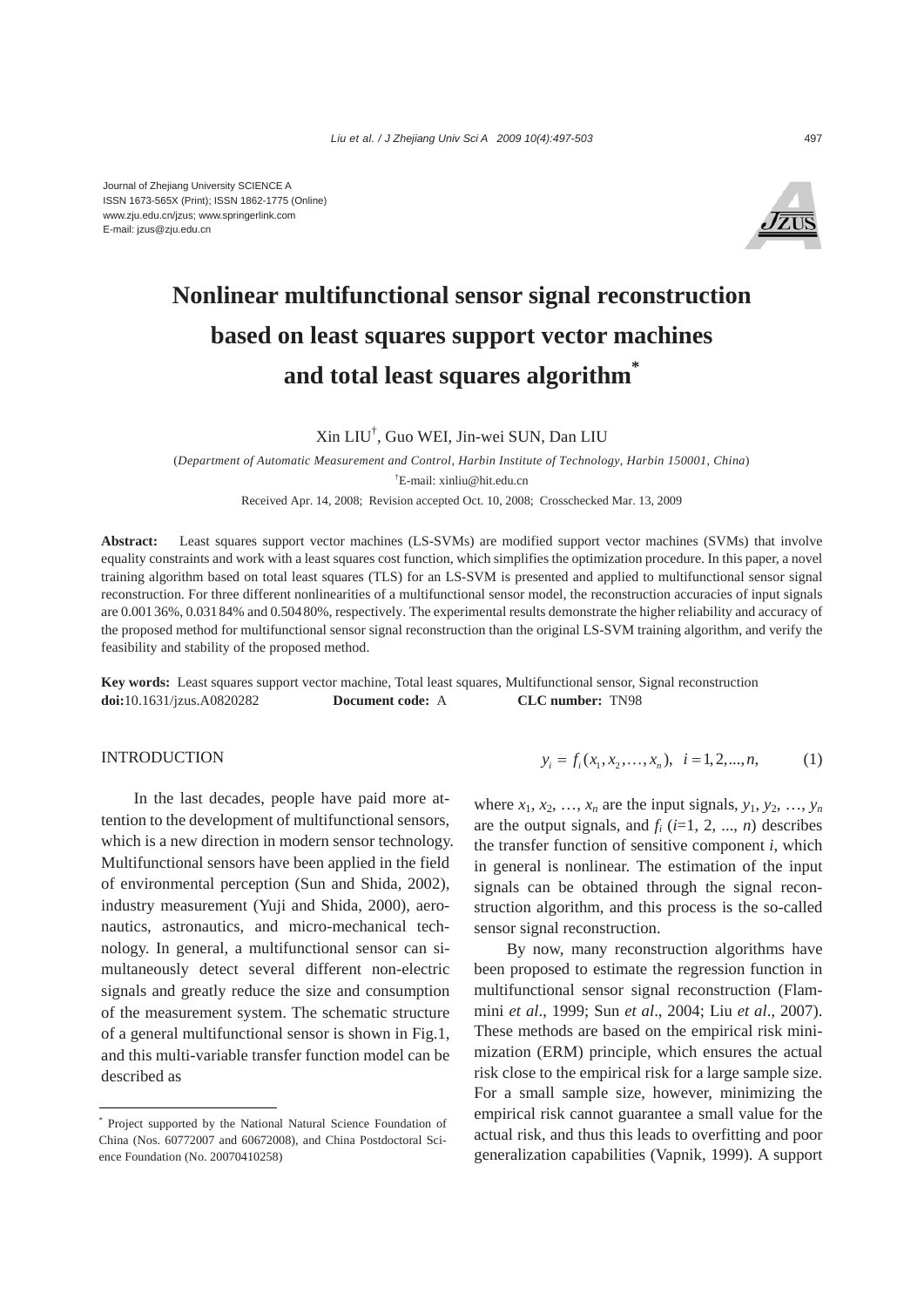Journal of Zhejiang University SCIENCE A
ISSN 1673-565X (Print); ISSN 1862-1775 (Online)
www.zju.edu.cn/jzus; www.springerlink.com
E-mail: jzus@zju.edu.cn

# Nonlinear multifunctional sensor signal reconstruction based on least squares support vector machines and total least squares algorithm*

Xin LIU[†], Guo WEI, Jin-wei SUN, Dan LIU

(*Department of Automatic Measurement and Control, Harbin Institute of Technology, Harbin 150001, China*)

[†]E-mail: xinliu@hit.edu.cn

Received Apr. 14, 2008; Revision accepted Oct. 10, 2008; Crosschecked Mar. 13, 2009

**Abstract:** Least squares support vector machines (LS-SVMs) are modified support vector machines (SVMs) that involve equality constraints and work with a least squares cost function, which simplifies the optimization procedure. In this paper, a novel training algorithm based on total least squares (TLS) for an LS-SVM is presented and applied to multifunctional sensor signal reconstruction. For three different nonlinearities of a multifunctional sensor model, the reconstruction accuracies of input signals are 0.00136%, 0.03184% and 0.50480%, respectively. The experimental results demonstrate the higher reliability and accuracy of the proposed method for multifunctional sensor signal reconstruction than the original LS-SVM training algorithm, and verify the feasibility and stability of the proposed method.

**Key words:** Least squares support vector machine, Total least squares, Multifunctional sensor, Signal reconstruction
**doi:**10.1631/jzus.A0820282 **Document code:** A **CLC number:** TN98

## INTRODUCTION

In the last decades, people have paid more attention to the development of multifunctional sensors, which is a new direction in modern sensor technology. Multifunctional sensors have been applied in the field of environmental perception (Sun and Shida, 2002), industry measurement (Yuji and Shida, 2000), aeronautics, astronautics, and micro-mechanical technology. In general, a multifunctional sensor can simultaneously detect several different non-electric signals and greatly reduce the size and consumption of the measurement system. The schematic structure of a general multifunctional sensor is shown in Fig.1, and this multi-variable transfer function model can be described as

$$y_i = f_i(x_1, x_2, \ldots, x_n), \quad i = 1, 2, ..., n, \tag{1}$$

where $x_1, x_2, \ldots, x_n$ are the input signals, $y_1, y_2, \ldots, y_n$ are the output signals, and $f_i$ ($i$=1, 2, ..., $n$) describes the transfer function of sensitive component $i$, which in general is nonlinear. The estimation of the input signals can be obtained through the signal reconstruction algorithm, and this process is the so-called sensor signal reconstruction.

By now, many reconstruction algorithms have been proposed to estimate the regression function in multifunctional sensor signal reconstruction (Flammini *et al*., 1999; Sun *et al*., 2004; Liu *et al*., 2007). These methods are based on the empirical risk minimization (ERM) principle, which ensures the actual risk close to the empirical risk for a large sample size. For a small sample size, however, minimizing the empirical risk cannot guarantee a small value for the actual risk, and thus this leads to overfitting and poor generalization capabilities (Vapnik, 1999). A support

---

* Project supported by the National Natural Science Foundation of China (Nos. 60772007 and 60672008), and China Postdoctoral Science Foundation (No. 20070410258)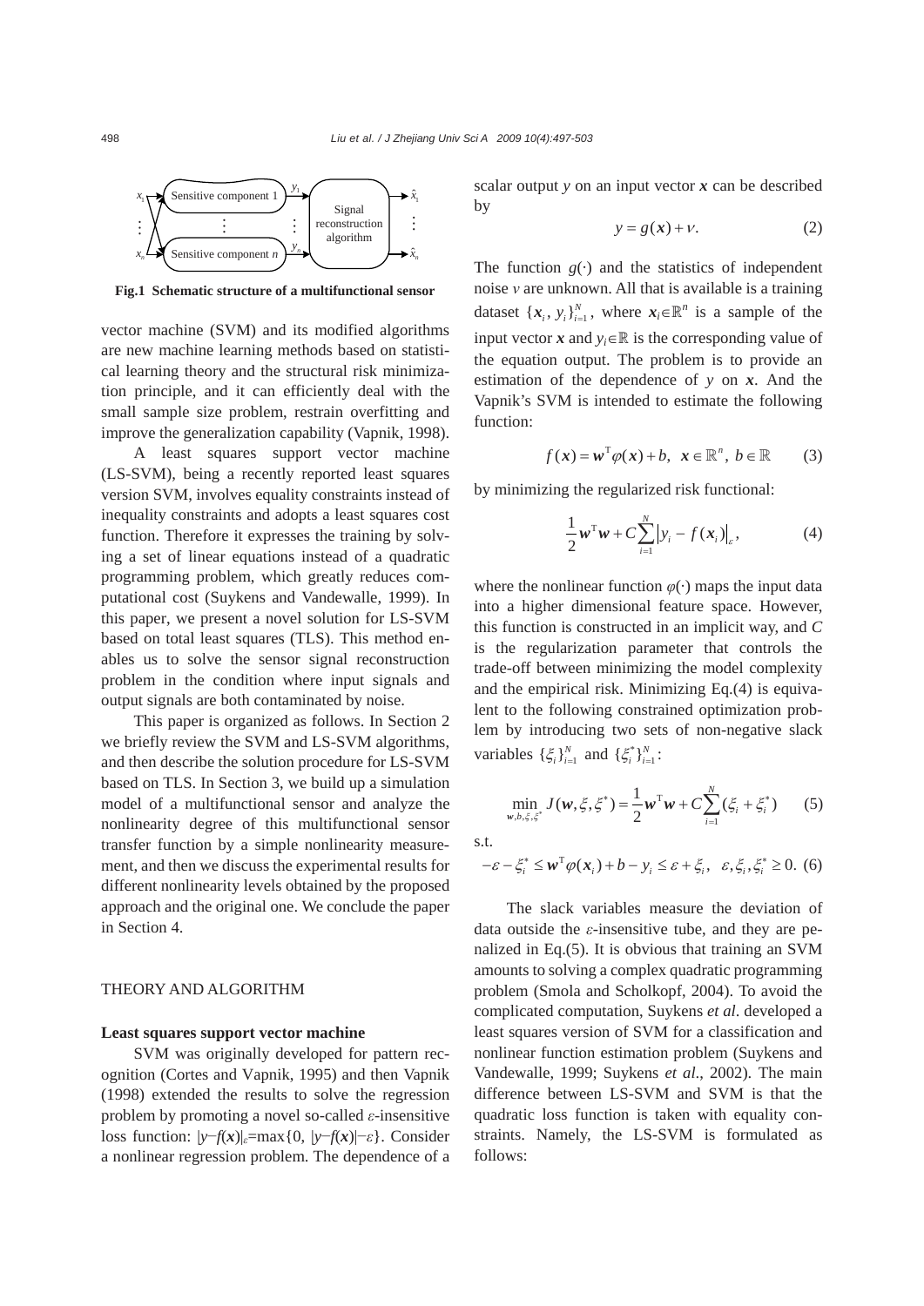Fig.1 Schematic structure of a multifunctional sensor

vector machine (SVM) and its modified algorithms are new machine learning methods based on statistical learning theory and the structural risk minimization principle, and it can efficiently deal with the small sample size problem, restrain overfitting and improve the generalization capability (Vapnik, 1998).

A least squares support vector machine (LS-SVM), being a recently reported least squares version SVM, involves equality constraints instead of inequality constraints and adopts a least squares cost function. Therefore it expresses the training by solving a set of linear equations instead of a quadratic programming problem, which greatly reduces computational cost (Suykens and Vandewalle, 1999). In this paper, we present a novel solution for LS-SVM based on total least squares (TLS). This method enables us to solve the sensor signal reconstruction problem in the condition where input signals and output signals are both contaminated by noise.

This paper is organized as follows. In Section 2 we briefly review the SVM and LS-SVM algorithms, and then describe the solution procedure for LS-SVM based on TLS. In Section 3, we build up a simulation model of a multifunctional sensor and analyze the nonlinearity degree of this multifunctional sensor transfer function by a simple nonlinearity measurement, and then we discuss the experimental results for different nonlinearity levels obtained by the proposed approach and the original one. We conclude the paper in Section 4.

## THEORY AND ALGORITHM

### Least squares support vector machine

SVM was originally developed for pattern recognition (Cortes and Vapnik, 1995) and then Vapnik (1998) extended the results to solve the regression problem by promoting a novel so-called $\varepsilon$-insensitive loss function: $|y-f(\boldsymbol{x})|_\varepsilon=\max\{0, |y-f(\boldsymbol{x})|-\varepsilon\}$. Consider a nonlinear regression problem. The dependence of a scalar output $y$ on an input vector $\boldsymbol{x}$ can be described by

$$y = g(\boldsymbol{x}) + v. \tag{2}$$

The function $g(\cdot)$ and the statistics of independent noise $v$ are unknown. All that is available is a training dataset $\{\boldsymbol{x}_i, y_i\}_{i=1}^N$, where $\boldsymbol{x}_i \in \mathbb{R}^n$ is a sample of the input vector $\boldsymbol{x}$ and $y_i \in \mathbb{R}$ is the corresponding value of the equation output. The problem is to provide an estimation of the dependence of $y$ on $\boldsymbol{x}$. And the Vapnik's SVM is intended to estimate the following function:

$$f(\boldsymbol{x}) = \boldsymbol{w}^\mathrm{T} \varphi(\boldsymbol{x}) + b, \ \ \boldsymbol{x} \in \mathbb{R}^n, \ b \in \mathbb{R} \tag{3}$$

by minimizing the regularized risk functional:

$$\frac{1}{2}\boldsymbol{w}^\mathrm{T}\boldsymbol{w} + C\sum_{i=1}^{N} \left| y_i - f(\boldsymbol{x}_i) \right|_\varepsilon, \tag{4}$$

where the nonlinear function $\varphi(\cdot)$ maps the input data into a higher dimensional feature space. However, this function is constructed in an implicit way, and $C$ is the regularization parameter that controls the trade-off between minimizing the model complexity and the empirical risk. Minimizing Eq.(4) is equivalent to the following constrained optimization problem by introducing two sets of non-negative slack variables $\{\xi_i\}_{i=1}^N$ and $\{\xi_i^*\}_{i=1}^N$:

$$\min_{\boldsymbol{w},b,\xi,\xi^*} J(\boldsymbol{w},\xi,\xi^*) = \frac{1}{2}\boldsymbol{w}^\mathrm{T}\boldsymbol{w} + C\sum_{i=1}^{N}(\xi_i + \xi_i^*) \tag{5}$$

s.t.

$$-\varepsilon - \xi_i^* \le \boldsymbol{w}^\mathrm{T}\varphi(\boldsymbol{x}_i) + b - y_i \le \varepsilon + \xi_i, \ \ \varepsilon, \xi_i, \xi_i^* \ge 0. \tag{6}$$

The slack variables measure the deviation of data outside the $\varepsilon$-insensitive tube, and they are penalized in Eq.(5). It is obvious that training an SVM amounts to solving a complex quadratic programming problem (Smola and Scholkopf, 2004). To avoid the complicated computation, Suykens *et al*. developed a least squares version of SVM for a classification and nonlinear function estimation problem (Suykens and Vandewalle, 1999; Suykens *et al*., 2002). The main difference between LS-SVM and SVM is that the quadratic loss function is taken with equality constraints. Namely, the LS-SVM is formulated as follows: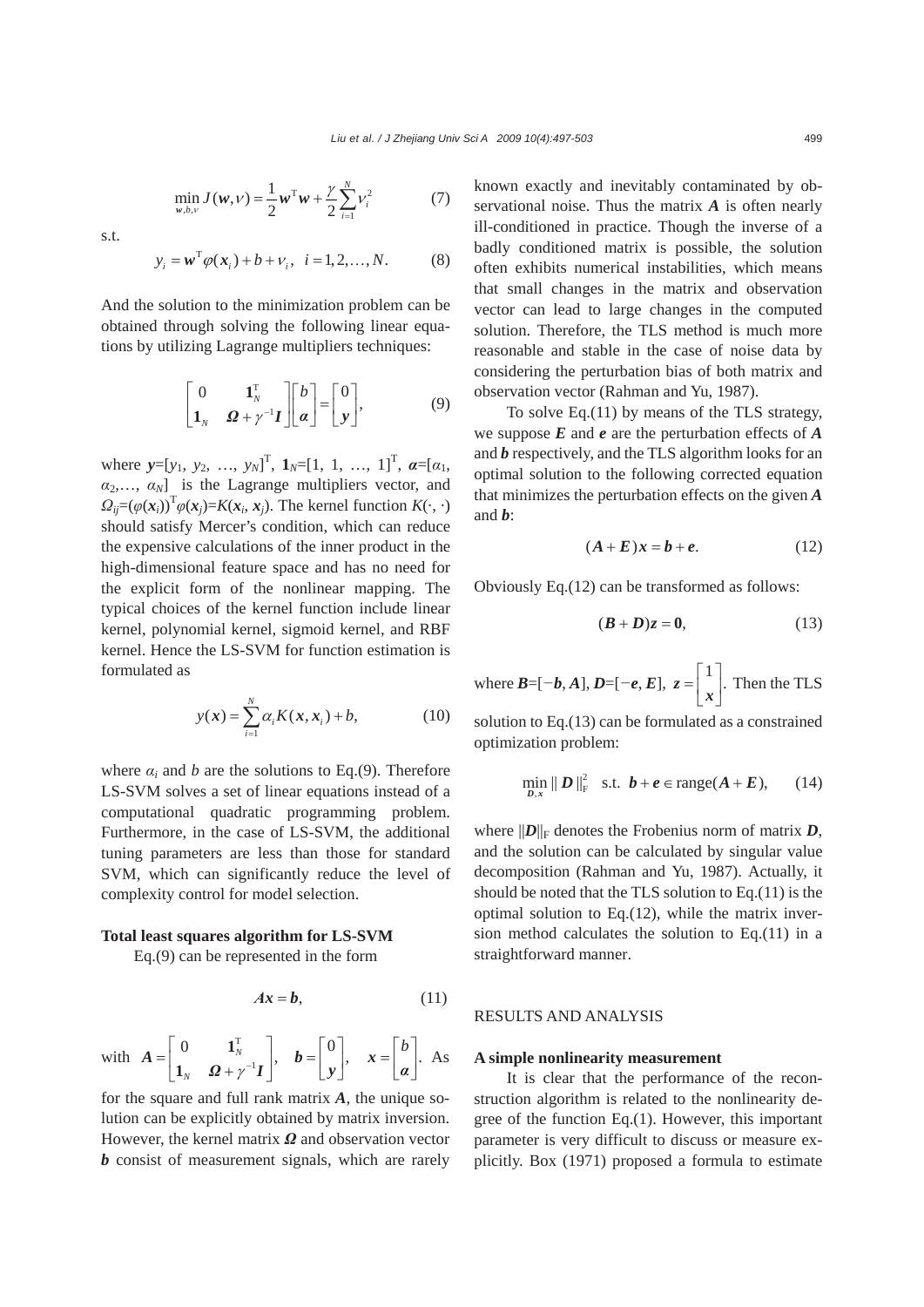$$\min_{\boldsymbol{w},b,\nu} J(\boldsymbol{w},\nu)=\frac{1}{2}\boldsymbol{w}^{\mathrm{T}}\boldsymbol{w}+\frac{\gamma}{2}\sum_{i=1}^{N}\nu_i^2 \tag{7}$$

s.t.

$$y_i=\boldsymbol{w}^{\mathrm{T}}\varphi(\boldsymbol{x}_i)+b+\nu_i,\quad i=1,2,\ldots,N. \tag{8}$$

And the solution to the minimization problem can be obtained through solving the following linear equations by utilizing Lagrange multipliers techniques:

$$\begin{bmatrix} 0 & \mathbf{1}_N^{\mathrm{T}} \\ \mathbf{1}_N & \boldsymbol{\Omega}+\gamma^{-1}\boldsymbol{I} \end{bmatrix}\begin{bmatrix} b \\ \boldsymbol{\alpha} \end{bmatrix}=\begin{bmatrix} 0 \\ \boldsymbol{y} \end{bmatrix}, \tag{9}$$

where $\boldsymbol{y}=[y_1, y_2, \ldots, y_N]^{\mathrm{T}}$, $\mathbf{1}_N=[1, 1, \ldots, 1]^{\mathrm{T}}$, $\boldsymbol{\alpha}=[\alpha_1, \alpha_2,\ldots, \alpha_N]$ is the Lagrange multipliers vector, and $\Omega_{ij}=(\varphi(\boldsymbol{x}_i))^{\mathrm{T}}\varphi(\boldsymbol{x}_j)=K(\boldsymbol{x}_i, \boldsymbol{x}_j)$. The kernel function $K(\cdot, \cdot)$ should satisfy Mercer's condition, which can reduce the expensive calculations of the inner product in the high-dimensional feature space and has no need for the explicit form of the nonlinear mapping. The typical choices of the kernel function include linear kernel, polynomial kernel, sigmoid kernel, and RBF kernel. Hence the LS-SVM for function estimation is formulated as

$$y(\boldsymbol{x})=\sum_{i=1}^{N}\alpha_i K(\boldsymbol{x},\boldsymbol{x}_i)+b, \tag{10}$$

where $\alpha_i$ and $b$ are the solutions to Eq.(9). Therefore LS-SVM solves a set of linear equations instead of a computational quadratic programming problem. Furthermore, in the case of LS-SVM, the additional tuning parameters are less than those for standard SVM, which can significantly reduce the level of complexity control for model selection.

**Total least squares algorithm for LS-SVM**

Eq.(9) can be represented in the form

$$\boldsymbol{A}\boldsymbol{x}=\boldsymbol{b}, \tag{11}$$

with $\boldsymbol{A}=\begin{bmatrix} 0 & \mathbf{1}_N^{\mathrm{T}} \\ \mathbf{1}_N & \boldsymbol{\Omega}+\gamma^{-1}\boldsymbol{I} \end{bmatrix}$, $\boldsymbol{b}=\begin{bmatrix} 0 \\ \boldsymbol{y} \end{bmatrix}$, $\boldsymbol{x}=\begin{bmatrix} b \\ \boldsymbol{\alpha} \end{bmatrix}$. As for the square and full rank matrix $\boldsymbol{A}$, the unique solution can be explicitly obtained by matrix inversion. However, the kernel matrix $\boldsymbol{\Omega}$ and observation vector $\boldsymbol{b}$ consist of measurement signals, which are rarely known exactly and inevitably contaminated by observational noise. Thus the matrix $\boldsymbol{A}$ is often nearly ill-conditioned in practice. Though the inverse of a badly conditioned matrix is possible, the solution often exhibits numerical instabilities, which means that small changes in the matrix and observation vector can lead to large changes in the computed solution. Therefore, the TLS method is much more reasonable and stable in the case of noise data by considering the perturbation bias of both matrix and observation vector (Rahman and Yu, 1987).

To solve Eq.(11) by means of the TLS strategy, we suppose $\boldsymbol{E}$ and $\boldsymbol{e}$ are the perturbation effects of $\boldsymbol{A}$ and $\boldsymbol{b}$ respectively, and the TLS algorithm looks for an optimal solution to the following corrected equation that minimizes the perturbation effects on the given $\boldsymbol{A}$ and $\boldsymbol{b}$:

$$(\boldsymbol{A}+\boldsymbol{E})\boldsymbol{x}=\boldsymbol{b}+\boldsymbol{e}. \tag{12}$$

Obviously Eq.(12) can be transformed as follows:

$$(\boldsymbol{B}+\boldsymbol{D})\boldsymbol{z}=\boldsymbol{0}, \tag{13}$$

where $\boldsymbol{B}=[-\boldsymbol{b}, \boldsymbol{A}]$, $\boldsymbol{D}=[-\boldsymbol{e}, \boldsymbol{E}]$, $\boldsymbol{z}=\begin{bmatrix} 1 \\ \boldsymbol{x} \end{bmatrix}$. Then the TLS solution to Eq.(13) can be formulated as a constrained optimization problem:

$$\min_{\boldsymbol{D},\boldsymbol{x}} \|\boldsymbol{D}\|_{\mathrm{F}}^2 \quad \text{s.t. } \boldsymbol{b}+\boldsymbol{e}\in\operatorname{range}(\boldsymbol{A}+\boldsymbol{E}), \tag{14}$$

where $\|\boldsymbol{D}\|_{\mathrm{F}}$ denotes the Frobenius norm of matrix $\boldsymbol{D}$, and the solution can be calculated by singular value decomposition (Rahman and Yu, 1987). Actually, it should be noted that the TLS solution to Eq.(11) is the optimal solution to Eq.(12), while the matrix inversion method calculates the solution to Eq.(11) in a straightforward manner.

## RESULTS AND ANALYSIS

**A simple nonlinearity measurement**

It is clear that the performance of the reconstruction algorithm is related to the nonlinearity degree of the function Eq.(1). However, this important parameter is very difficult to discuss or measure explicitly. Box (1971) proposed a formula to estimate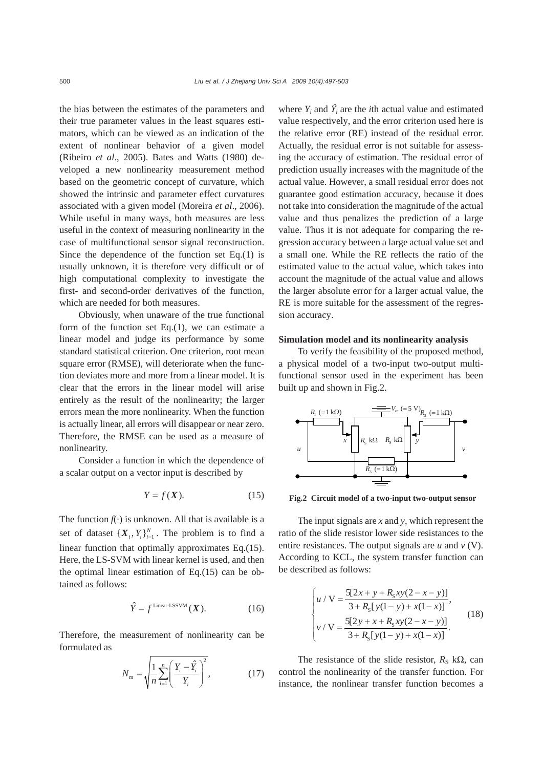the bias between the estimates of the parameters and their true parameter values in the least squares estimators, which can be viewed as an indication of the extent of nonlinear behavior of a given model (Ribeiro *et al*., 2005). Bates and Watts (1980) developed a new nonlinearity measurement method based on the geometric concept of curvature, which showed the intrinsic and parameter effect curvatures associated with a given model (Moreira *et al*., 2006). While useful in many ways, both measures are less useful in the context of measuring nonlinearity in the case of multifunctional sensor signal reconstruction. Since the dependence of the function set Eq.(1) is usually unknown, it is therefore very difficult or of high computational complexity to investigate the first- and second-order derivatives of the function, which are needed for both measures.

Obviously, when unaware of the true functional form of the function set Eq.(1), we can estimate a linear model and judge its performance by some standard statistical criterion. One criterion, root mean square error (RMSE), will deteriorate when the function deviates more and more from a linear model. It is clear that the errors in the linear model will arise entirely as the result of the nonlinearity; the larger errors mean the more nonlinearity. When the function is actually linear, all errors will disappear or near zero. Therefore, the RMSE can be used as a measure of nonlinearity.

Consider a function in which the dependence of a scalar output on a vector input is described by

$$Y = f(\boldsymbol{X}). \tag{15}$$

The function $f(\cdot)$ is unknown. All that is available is a set of dataset $\{\boldsymbol{X}_i, Y_i\}_{i=1}^{N}$. The problem is to find a linear function that optimally approximates Eq.(15). Here, the LS-SVM with linear kernel is used, and then the optimal linear estimation of Eq.(15) can be obtained as follows:

$$\hat{Y} = f^{\text{Linear-LSSVM}}(\boldsymbol{X}). \tag{16}$$

Therefore, the measurement of nonlinearity can be formulated as

$$N_{\text{m}} = \sqrt{\frac{1}{n}\sum_{i=1}^{n}\left(\frac{Y_i - \hat{Y}_i}{Y_i}\right)^2}, \tag{17}$$

where $Y_i$ and $\hat{Y}_i$ are the $i$th actual value and estimated value respectively, and the error criterion used here is the relative error (RE) instead of the residual error. Actually, the residual error is not suitable for assessing the accuracy of estimation. The residual error of prediction usually increases with the magnitude of the actual value. However, a small residual error does not guarantee good estimation accuracy, because it does not take into consideration the magnitude of the actual value and thus penalizes the prediction of a large value. Thus it is not adequate for comparing the regression accuracy between a large actual value set and a small one. While the RE reflects the ratio of the estimated value to the actual value, which takes into account the magnitude of the actual value and allows the larger absolute error for a larger actual value, the RE is more suitable for the assessment of the regression accuracy.

**Simulation model and its nonlinearity analysis**

To verify the feasibility of the proposed method, a physical model of a two-input two-output multifunctional sensor used in the experiment has been built up and shown in Fig.2.

**Fig.2 Circuit model of a two-input two-output sensor**

The input signals are $x$ and $y$, which represent the ratio of the slide resistor lower side resistances to the entire resistances. The output signals are $u$ and $v$ (V). According to KCL, the system transfer function can be described as follows:

$$\begin{cases} u\,/\,\text{V} = \dfrac{5[2x + y + R_{\text{S}}xy(2 - x - y)]}{3 + R_{\text{S}}[y(1-y) + x(1-x)]}, \\ v\,/\,\text{V} = \dfrac{5[2y + x + R_{\text{S}}xy(2 - x - y)]}{3 + R_{\text{S}}[y(1-y) + x(1-x)]}. \end{cases} \tag{18}$$

The resistance of the slide resistor, $R_{\text{S}}$ kΩ, can control the nonlinearity of the transfer function. For instance, the nonlinear transfer function becomes a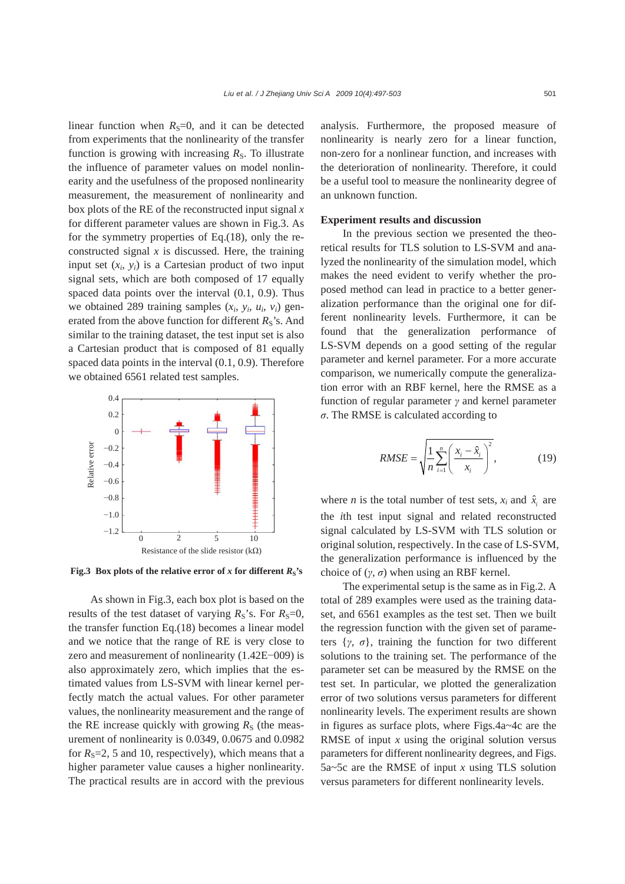linear function when $R_S$=0, and it can be detected from experiments that the nonlinearity of the transfer function is growing with increasing $R_S$. To illustrate the influence of parameter values on model nonlinearity and the usefulness of the proposed nonlinearity measurement, the measurement of nonlinearity and box plots of the RE of the reconstructed input signal $x$ for different parameter values are shown in Fig.3. As for the symmetry properties of Eq.(18), only the reconstructed signal $x$ is discussed. Here, the training input set $(x_i, y_i)$ is a Cartesian product of two input signal sets, which are both composed of 17 equally spaced data points over the interval (0.1, 0.9). Thus we obtained 289 training samples $(x_i, y_i, u_i, v_i)$ generated from the above function for different $R_S$'s. And similar to the training dataset, the test input set is also a Cartesian product that is composed of 81 equally spaced data points in the interval (0.1, 0.9). Therefore we obtained 6561 related test samples.

**Fig.3 Box plots of the relative error of $x$ for different $R_S$'s**

As shown in Fig.3, each box plot is based on the results of the test dataset of varying $R_S$'s. For $R_S$=0, the transfer function Eq.(18) becomes a linear model and we notice that the range of RE is very close to zero and measurement of nonlinearity (1.42E−009) is also approximately zero, which implies that the estimated values from LS-SVM with linear kernel perfectly match the actual values. For other parameter values, the nonlinearity measurement and the range of the RE increase quickly with growing $R_S$ (the measurement of nonlinearity is 0.0349, 0.0675 and 0.0982 for $R_S$=2, 5 and 10, respectively), which means that a higher parameter value causes a higher nonlinearity. The practical results are in accord with the previous analysis. Furthermore, the proposed measure of nonlinearity is nearly zero for a linear function, non-zero for a nonlinear function, and increases with the deterioration of nonlinearity. Therefore, it could be a useful tool to measure the nonlinearity degree of an unknown function.

## Experiment results and discussion

In the previous section we presented the theoretical results for TLS solution to LS-SVM and analyzed the nonlinearity of the simulation model, which makes the need evident to verify whether the proposed method can lead in practice to a better generalization performance than the original one for different nonlinearity levels. Furthermore, it can be found that the generalization performance of LS-SVM depends on a good setting of the regular parameter and kernel parameter. For a more accurate comparison, we numerically compute the generalization error with an RBF kernel, here the RMSE as a function of regular parameter $\gamma$ and kernel parameter $\sigma$. The RMSE is calculated according to

$$RMSE = \sqrt{\frac{1}{n}\sum_{i=1}^{n}\left(\frac{x_i - \hat{x}_i}{x_i}\right)^2}, \tag{19}$$

where $n$ is the total number of test sets, $x_i$ and $\hat{x}_i$ are the $i$th test input signal and related reconstructed signal calculated by LS-SVM with TLS solution or original solution, respectively. In the case of LS-SVM, the generalization performance is influenced by the choice of $(\gamma, \sigma)$ when using an RBF kernel.

The experimental setup is the same as in Fig.2. A total of 289 examples were used as the training dataset, and 6561 examples as the test set. Then we built the regression function with the given set of parameters $\{\gamma, \sigma\}$, training the function for two different solutions to the training set. The performance of the parameter set can be measured by the RMSE on the test set. In particular, we plotted the generalization error of two solutions versus parameters for different nonlinearity levels. The experiment results are shown in figures as surface plots, where Figs.4a~4c are the RMSE of input $x$ using the original solution versus parameters for different nonlinearity degrees, and Figs. 5a~5c are the RMSE of input $x$ using TLS solution versus parameters for different nonlinearity levels.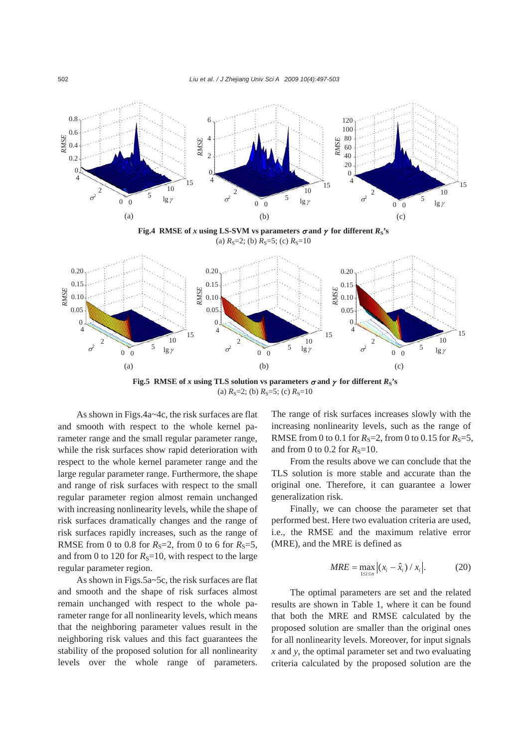Fig.4 **RMSE of $x$ using LS-SVM vs parameters $\sigma$ and $\gamma$ for different $R_S$'s**
(a) $R_S$=2; (b) $R_S$=5; (c) $R_S$=10

Fig.5 **RMSE of $x$ using TLS solution vs parameters $\sigma$ and $\gamma$ for different $R_S$'s**
(a) $R_S$=2; (b) $R_S$=5; (c) $R_S$=10

As shown in Figs.4a~4c, the risk surfaces are flat and smooth with respect to the whole kernel parameter range and the small regular parameter range, while the risk surfaces show rapid deterioration with respect to the whole kernel parameter range and the large regular parameter range. Furthermore, the shape and range of risk surfaces with respect to the small regular parameter region almost remain unchanged with increasing nonlinearity levels, while the shape of risk surfaces dramatically changes and the range of risk surfaces rapidly increases, such as the range of RMSE from 0 to 0.8 for $R_S$=2, from 0 to 6 for $R_S$=5, and from 0 to 120 for $R_S$=10, with respect to the large regular parameter region.

As shown in Figs.5a~5c, the risk surfaces are flat and smooth and the shape of risk surfaces almost remain unchanged with respect to the whole parameter range for all nonlinearity levels, which means that the neighboring parameter values result in the neighboring risk values and this fact guarantees the stability of the proposed solution for all nonlinearity levels over the whole range of parameters. The range of risk surfaces increases slowly with the increasing nonlinearity levels, such as the range of RMSE from 0 to 0.1 for $R_S$=2, from 0 to 0.15 for $R_S$=5, and from 0 to 0.2 for $R_S$=10.

From the results above we can conclude that the TLS solution is more stable and accurate than the original one. Therefore, it can guarantee a lower generalization risk.

Finally, we can choose the parameter set that performed best. Here two evaluation criteria are used, i.e., the RMSE and the maximum relative error (MRE), and the MRE is defined as

$$MRE = \max_{1 \le i \le n} \left| (x_i - \hat{x}_i) / x_i \right|. \tag{20}$$

The optimal parameters are set and the related results are shown in Table 1, where it can be found that both the MRE and RMSE calculated by the proposed solution are smaller than the original ones for all nonlinearity levels. Moreover, for input signals $x$ and $y$, the optimal parameter set and two evaluating criteria calculated by the proposed solution are the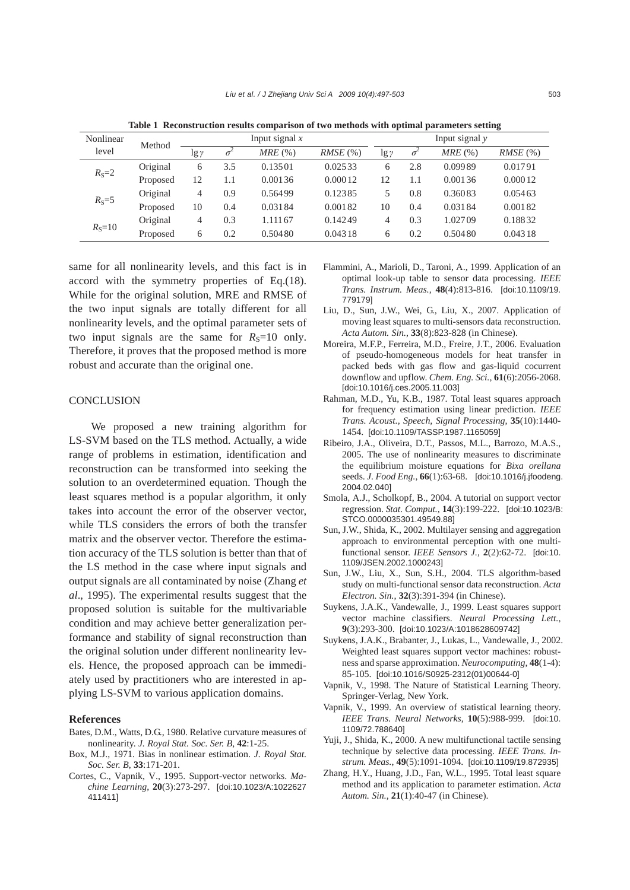**Table 1 Reconstruction results comparison of two methods with optimal parameters setting**

| Nonlinear level | Method | Input signal $x$ | | | | Input signal $y$ | | | |
|---|---|---|---|---|---|---|---|---|---|
| | | $\lg\gamma$ | $\sigma^2$ | *MRE* (%) | *RMSE* (%) | $\lg\gamma$ | $\sigma^2$ | *MRE* (%) | *RMSE* (%) |
| $R_S$=2 | Original | 6 | 3.5 | 0.13501 | 0.02533 | 6 | 2.8 | 0.09989 | 0.01791 |
| | Proposed | 12 | 1.1 | 0.00136 | 0.00012 | 12 | 1.1 | 0.00136 | 0.00012 |
| $R_S$=5 | Original | 4 | 0.9 | 0.56499 | 0.12385 | 5 | 0.8 | 0.36083 | 0.05463 |
| | Proposed | 10 | 0.4 | 0.03184 | 0.00182 | 10 | 0.4 | 0.03184 | 0.00182 |
| $R_S$=10 | Original | 4 | 0.3 | 1.11167 | 0.14249 | 4 | 0.3 | 1.02709 | 0.18832 |
| | Proposed | 6 | 0.2 | 0.50480 | 0.04318 | 6 | 0.2 | 0.50480 | 0.04318 |

same for all nonlinearity levels, and this fact is in accord with the symmetry properties of Eq.(18). While for the original solution, MRE and RMSE of the two input signals are totally different for all nonlinearity levels, and the optimal parameter sets of two input signals are the same for $R_S$=10 only. Therefore, it proves that the proposed method is more robust and accurate than the original one.

## CONCLUSION

We proposed a new training algorithm for LS-SVM based on the TLS method. Actually, a wide range of problems in estimation, identification and reconstruction can be transformed into seeking the solution to an overdetermined equation. Though the least squares method is a popular algorithm, it only takes into account the error of the observer vector, while TLS considers the errors of both the transfer matrix and the observer vector. Therefore the estimation accuracy of the TLS solution is better than that of the LS method in the case where input signals and output signals are all contaminated by noise (Zhang *et al*., 1995). The experimental results suggest that the proposed solution is suitable for the multivariable condition and may achieve better generalization performance and stability of signal reconstruction than the original solution under different nonlinearity levels. Hence, the proposed approach can be immediately used by practitioners who are interested in applying LS-SVM to various application domains.

## References

Bates, D.M., Watts, D.G., 1980. Relative curvature measures of nonlinearity. *J. Royal Stat. Soc. Ser. B*, **42**:1-25.

Box, M.J., 1971. Bias in nonlinear estimation. *J. Royal Stat. Soc. Ser. B*, **33**:171-201.

Cortes, C., Vapnik, V., 1995. Support-vector networks. *Machine Learning*, **20**(3):273-297. [doi:10.1023/A:1022627411411]

Flammini, A., Marioli, D., Taroni, A., 1999. Application of an optimal look-up table to sensor data processing. *IEEE Trans. Instrum. Meas.*, **48**(4):813-816. [doi:10.1109/19.779179]

Liu, D., Sun, J.W., Wei, G., Liu, X., 2007. Application of moving least squares to multi-sensors data reconstruction. *Acta Autom. Sin.*, **33**(8):823-828 (in Chinese).

Moreira, M.F.P., Ferreira, M.D., Freire, J.T., 2006. Evaluation of pseudo-homogeneous models for heat transfer in packed beds with gas flow and gas-liquid cocurrent downflow and upflow. *Chem. Eng. Sci.*, **61**(6):2056-2068. [doi:10.1016/j.ces.2005.11.003]

Rahman, M.D., Yu, K.B., 1987. Total least squares approach for frequency estimation using linear prediction. *IEEE Trans. Acoust., Speech, Signal Processing*, **35**(10):1440-1454. [doi:10.1109/TASSP.1987.1165059]

Ribeiro, J.A., Oliveira, D.T., Passos, M.L., Barrozo, M.A.S., 2005. The use of nonlinearity measures to discriminate the equilibrium moisture equations for *Bixa orellana* seeds. *J. Food Eng.*, **66**(1):63-68. [doi:10.1016/j.jfoodeng.2004.02.040]

Smola, A.J., Scholkopf, B., 2004. A tutorial on support vector regression. *Stat. Comput.*, **14**(3):199-222. [doi:10.1023/B:STCO.0000035301.49549.88]

Sun, J.W., Shida, K., 2002. Multilayer sensing and aggregation approach to environmental perception with one multifunctional sensor. *IEEE Sensors J.*, **2**(2):62-72. [doi:10.1109/JSEN.2002.1000243]

Sun, J.W., Liu, X., Sun, S.H., 2004. TLS algorithm-based study on multi-functional sensor data reconstruction. *Acta Electron. Sin.*, **32**(3):391-394 (in Chinese).

Suykens, J.A.K., Vandewalle, J., 1999. Least squares support vector machine classifiers. *Neural Processing Lett.*, **9**(3):293-300. [doi:10.1023/A:1018628609742]

Suykens, J.A.K., Brabanter, J., Lukas, L., Vandewalle, J., 2002. Weighted least squares support vector machines: robustness and sparse approximation. *Neurocomputing*, **48**(1-4):85-105. [doi:10.1016/S0925-2312(01)00644-0]

Vapnik, V., 1998. The Nature of Statistical Learning Theory. Springer-Verlag, New York.

Vapnik, V., 1999. An overview of statistical learning theory. *IEEE Trans. Neural Networks*, **10**(5):988-999. [doi:10.1109/72.788640]

Yuji, J., Shida, K., 2000. A new multifunctional tactile sensing technique by selective data processing. *IEEE Trans. Instrum. Meas.*, **49**(5):1091-1094. [doi:10.1109/19.872935]

Zhang, H.Y., Huang, J.D., Fan, W.L., 1995. Total least square method and its application to parameter estimation. *Acta Autom. Sin.*, **21**(1):40-47 (in Chinese).